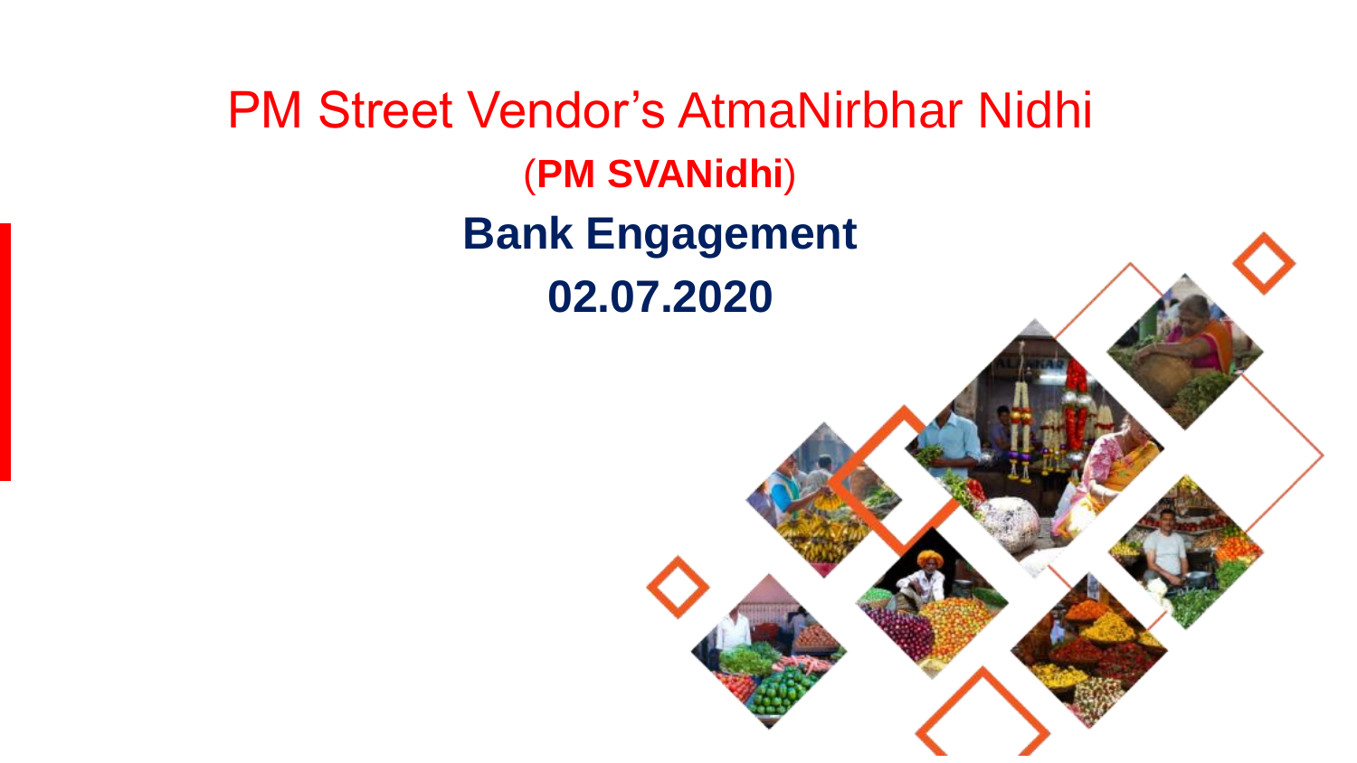# PM Street Vendor's AtmaNirbhar Nidhi

## (**PM SVANidhi**)

## **Bank Engagement**

## **02.07.2020**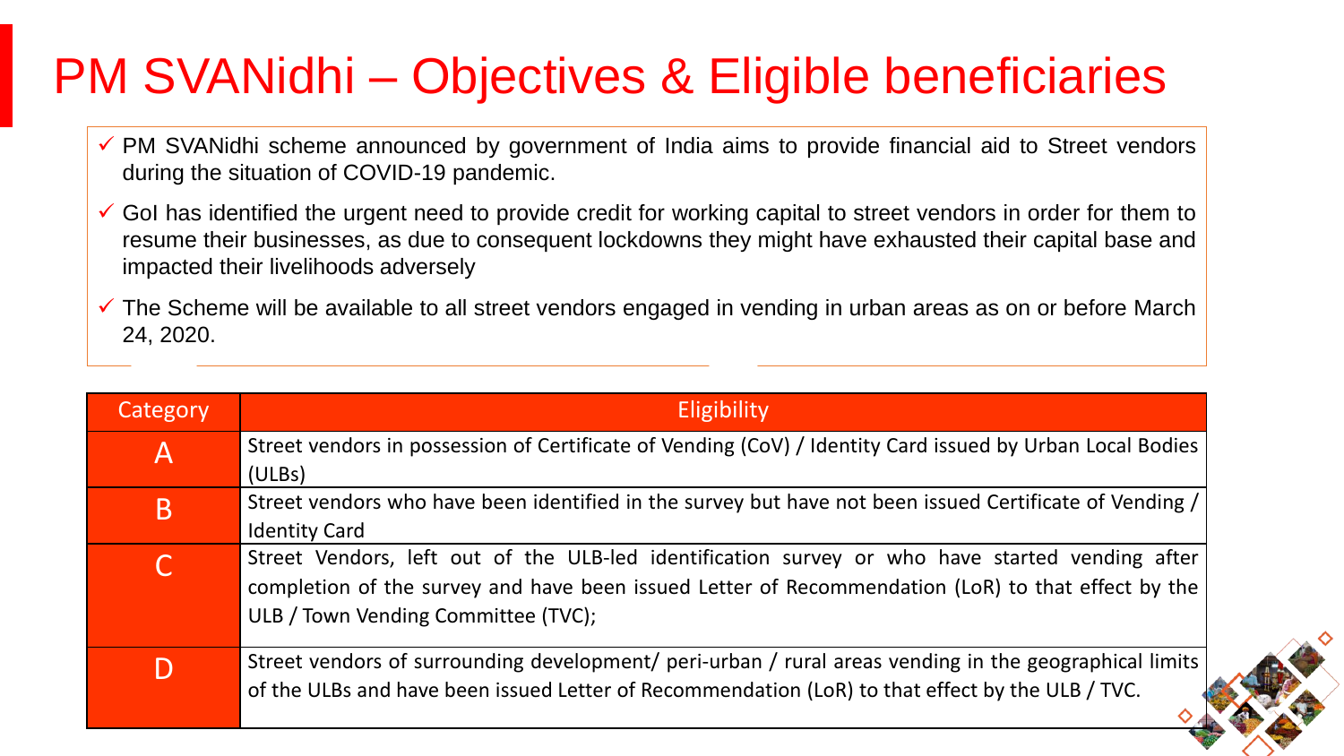# PM SVANidhi – Objectives & Eligible beneficiaries

- ✓ PM SVANidhi scheme announced by government of India aims to provide financial aid to Street vendors during the situation of COVID-19 pandemic.
- ✓ GoI has identified the urgent need to provide credit for working capital to street vendors in order for them to resume their businesses, as due to consequent lockdowns they might have exhausted their capital base and impacted their livelihoods adversely
- ✓ The Scheme will be available to all street vendors engaged in vending in urban areas as on or before March 24, 2020.

| Category | Eligibility |
| --- | --- |
| A | Street vendors in possession of Certificate of Vending (CoV) / Identity Card issued by Urban Local Bodies (ULBs) |
| B | Street vendors who have been identified in the survey but have not been issued Certificate of Vending / Identity Card |
| C | Street Vendors, left out of the ULB-led identification survey or who have started vending after completion of the survey and have been issued Letter of Recommendation (LoR) to that effect by the ULB / Town Vending Committee (TVC); |
| D | Street vendors of surrounding development/ peri-urban / rural areas vending in the geographical limits of the ULBs and have been issued Letter of Recommendation (LoR) to that effect by the ULB / TVC. |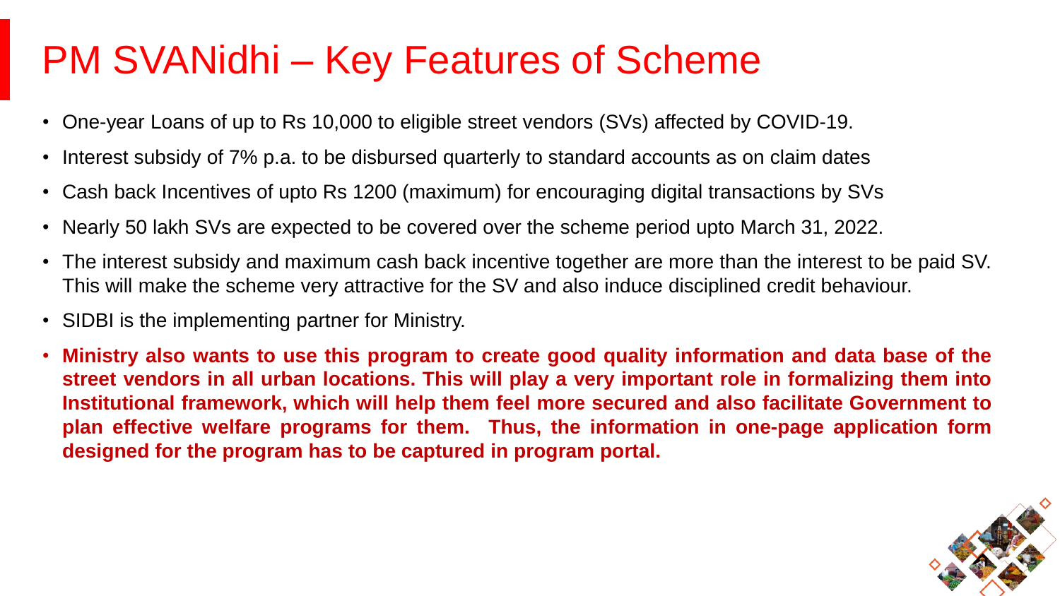# PM SVANidhi – Key Features of Scheme

- One-year Loans of up to Rs 10,000 to eligible street vendors (SVs) affected by COVID-19.
- Interest subsidy of 7% p.a. to be disbursed quarterly to standard accounts as on claim dates
- Cash back Incentives of upto Rs 1200 (maximum) for encouraging digital transactions by SVs
- Nearly 50 lakh SVs are expected to be covered over the scheme period upto March 31, 2022.
- The interest subsidy and maximum cash back incentive together are more than the interest to be paid SV. This will make the scheme very attractive for the SV and also induce disciplined credit behaviour.
- SIDBI is the implementing partner for Ministry.
- **Ministry also wants to use this program to create good quality information and data base of the street vendors in all urban locations. This will play a very important role in formalizing them into Institutional framework, which will help them feel more secured and also facilitate Government to plan effective welfare programs for them. Thus, the information in one-page application form designed for the program has to be captured in program portal.**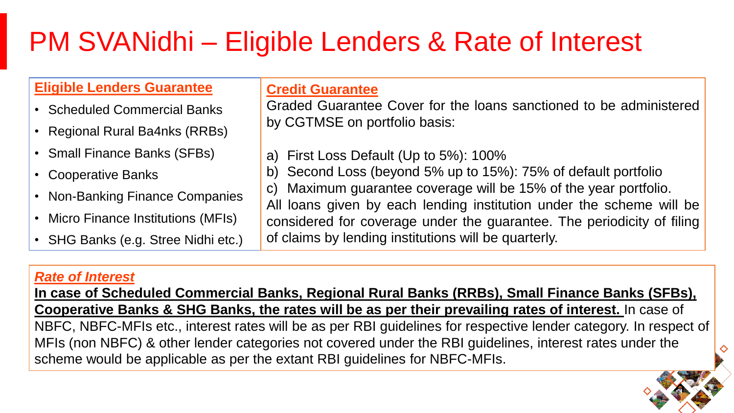# PM SVANidhi – Eligible Lenders & Rate of Interest

**Eligible Lenders Guarantee**

- Scheduled Commercial Banks
- Regional Rural Ba4nks (RRBs)
- Small Finance Banks (SFBs)
- Cooperative Banks
- Non-Banking Finance Companies
- Micro Finance Institutions (MFIs)
- SHG Banks (e.g. Stree Nidhi etc.)

**Credit Guarantee**

Graded Guarantee Cover for the loans sanctioned to be administered by CGTMSE on portfolio basis:

a) First Loss Default (Up to 5%): 100%
b) Second Loss (beyond 5% up to 15%): 75% of default portfolio
c) Maximum guarantee coverage will be 15% of the year portfolio.

All loans given by each lending institution under the scheme will be considered for coverage under the guarantee. The periodicity of filing of claims by lending institutions will be quarterly.

***Rate of Interest***

**In case of Scheduled Commercial Banks, Regional Rural Banks (RRBs), Small Finance Banks (SFBs), Cooperative Banks & SHG Banks, the rates will be as per their prevailing rates of interest.** In case of NBFC, NBFC-MFIs etc., interest rates will be as per RBI guidelines for respective lender category. In respect of MFIs (non NBFC) & other lender categories not covered under the RBI guidelines, interest rates under the scheme would be applicable as per the extant RBI guidelines for NBFC-MFIs.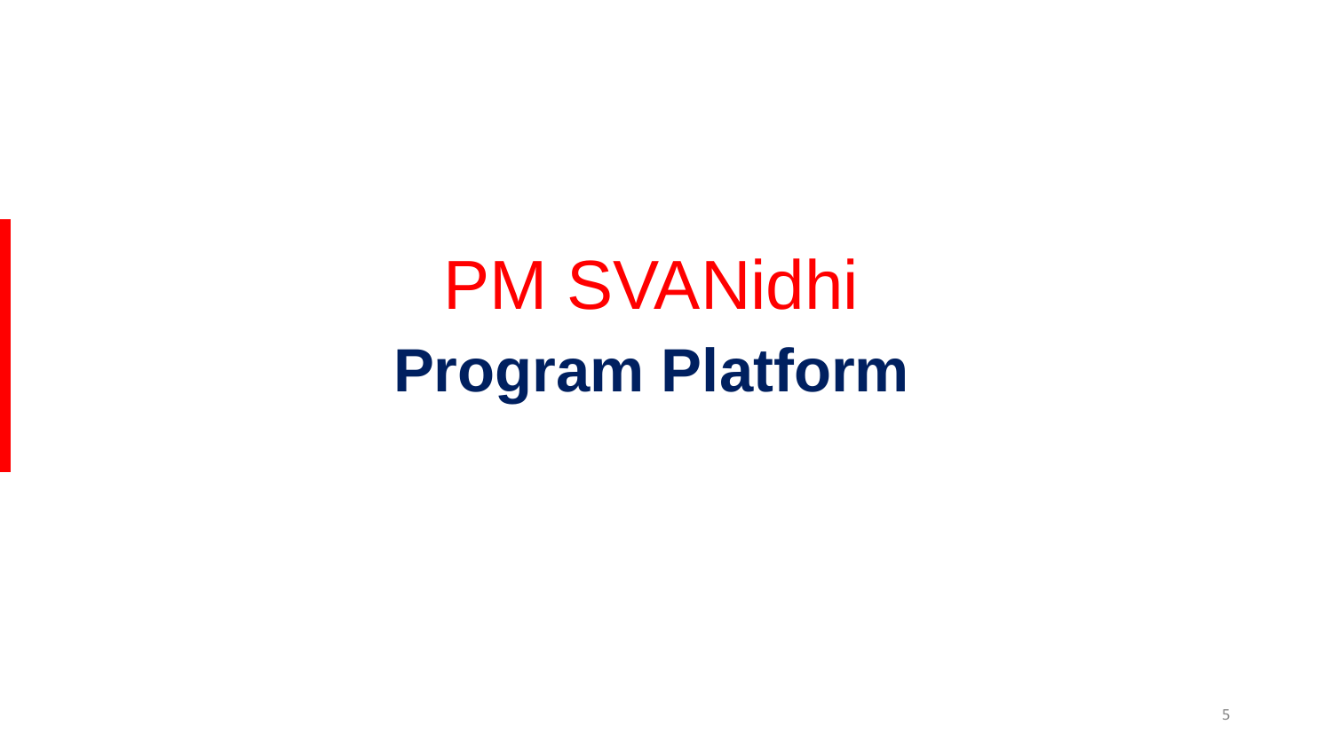# PM SVANidhi

## **Program Platform**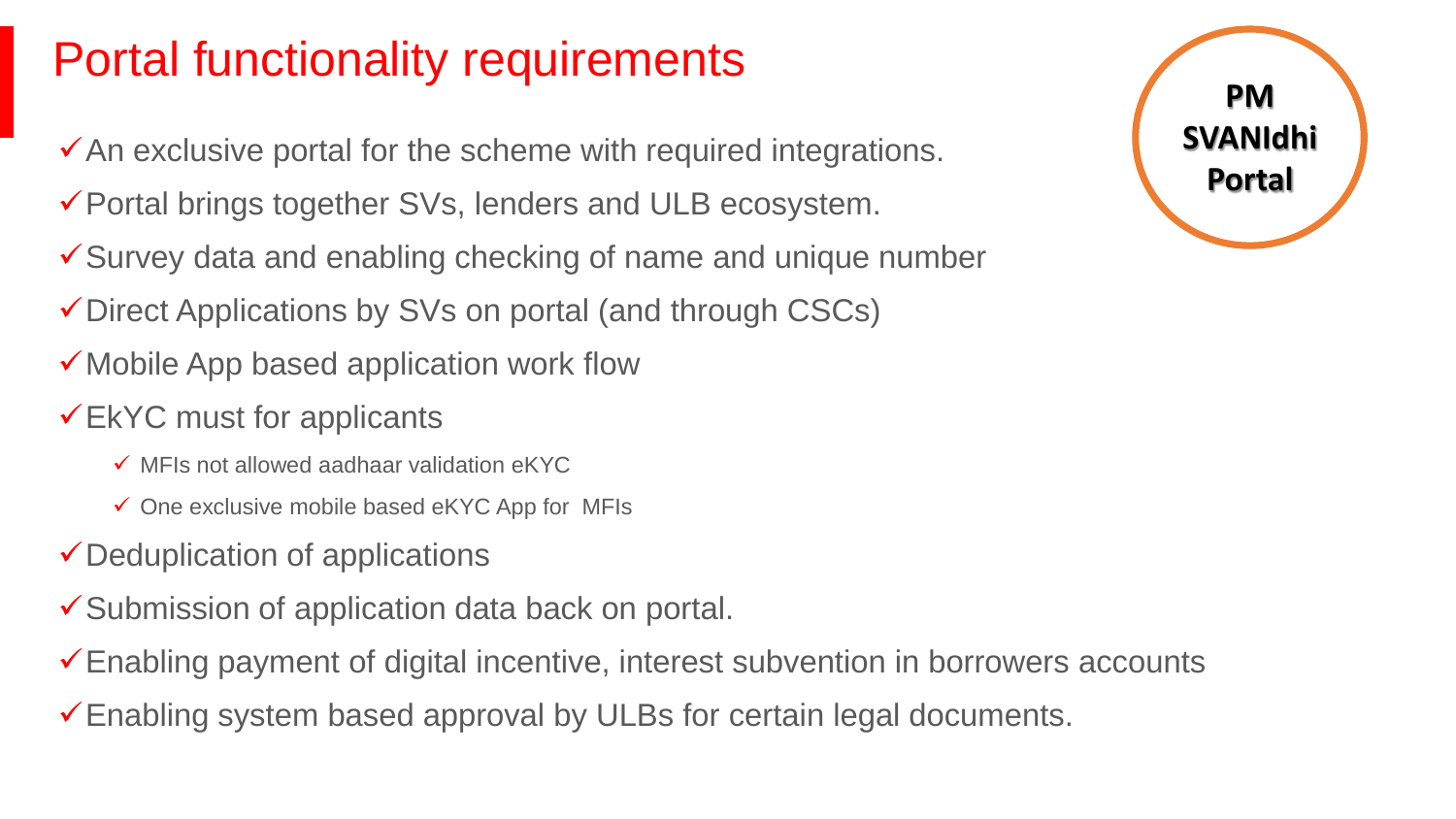# Portal functionality requirements

**PM SVANIdhi Portal**

- ✓ An exclusive portal for the scheme with required integrations.
- ✓ Portal brings together SVs, lenders and ULB ecosystem.
- ✓ Survey data and enabling checking of name and unique number
- ✓ Direct Applications by SVs on portal (and through CSCs)
- ✓ Mobile App based application work flow
- ✓ EkYC must for applicants
  - ✓ MFIs not allowed aadhaar validation eKYC
  - ✓ One exclusive mobile based eKYC App for MFIs
- ✓ Deduplication of applications
- ✓ Submission of application data back on portal.
- ✓ Enabling payment of digital incentive, interest subvention in borrowers accounts
- ✓ Enabling system based approval by ULBs for certain legal documents.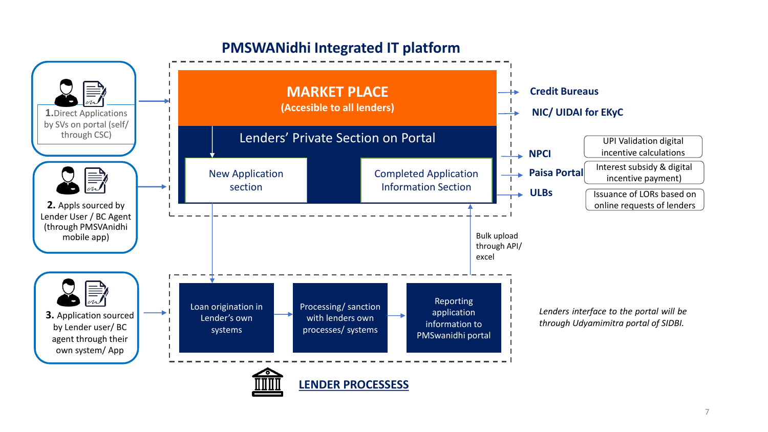# PMSWANidhi Integrated IT platform

**1.** Direct Applications by SVs on portal (self/ through CSC)

**2.** Appls sourced by Lender User / BC Agent (through PMSVANidhi mobile app)

**3.** Application sourced by Lender user/ BC agent through their own system/ App

**MARKET PLACE**
**(Accesible to all lenders)**

Lenders' Private Section on Portal

- New Application section
- Completed Application Information Section

**Credit Bureaus**

**NIC/ UIDAI for EKyC**

**NPCI** — UPI Validation digital incentive calculations

**Paisa Portal** — Interest subsidy & digital incentive payment)

**ULBs** — Issuance of LORs based on online requests of lenders

Bulk upload through API/ excel

Loan origination in Lender's own systems → Processing/ sanction with lenders own processes/ systems → Reporting application information to PMSwanidhi portal

**LENDER PROCESSESS**

*Lenders interface to the portal will be through Udyamimitra portal of SIDBI.*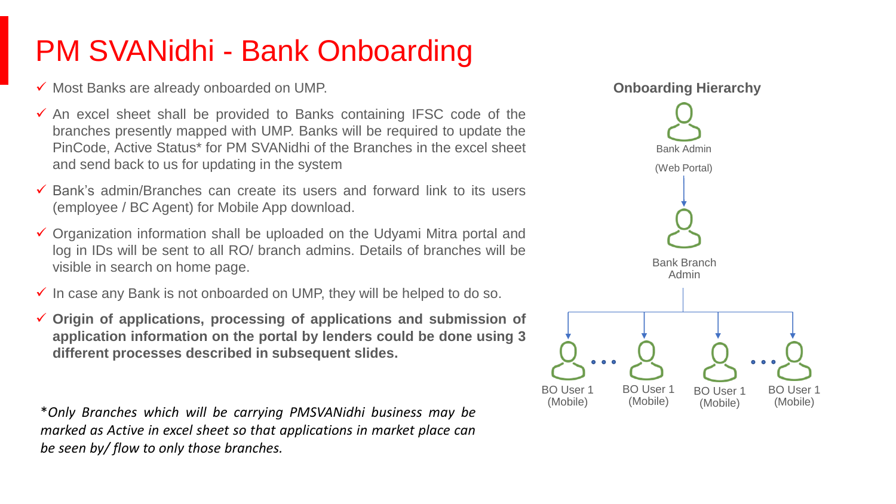# PM SVANidhi - Bank Onboarding

- ✓ Most Banks are already onboarded on UMP.
- ✓ An excel sheet shall be provided to Banks containing IFSC code of the branches presently mapped with UMP. Banks will be required to update the PinCode, Active Status* for PM SVANidhi of the Branches in the excel sheet and send back to us for updating in the system
- ✓ Bank's admin/Branches can create its users and forward link to its users (employee / BC Agent) for Mobile App download.
- ✓ Organization information shall be uploaded on the Udyami Mitra portal and log in IDs will be sent to all RO/ branch admins. Details of branches will be visible in search on home page.
- ✓ In case any Bank is not onboarded on UMP, they will be helped to do so.
- ✓ **Origin of applications, processing of applications and submission of application information on the portal by lenders could be done using 3 different processes described in subsequent slides.**

*\*Only Branches which will be carrying PMSVANidhi business may be marked as Active in excel sheet so that applications in market place can be seen by/ flow to only those branches.*

**Onboarding Hierarchy**

Bank Admin

(Web Portal)

Bank Branch Admin

BO User 1 (Mobile) . . . BO User 1 (Mobile) | BO User 1 (Mobile) . . . BO User 1 (Mobile)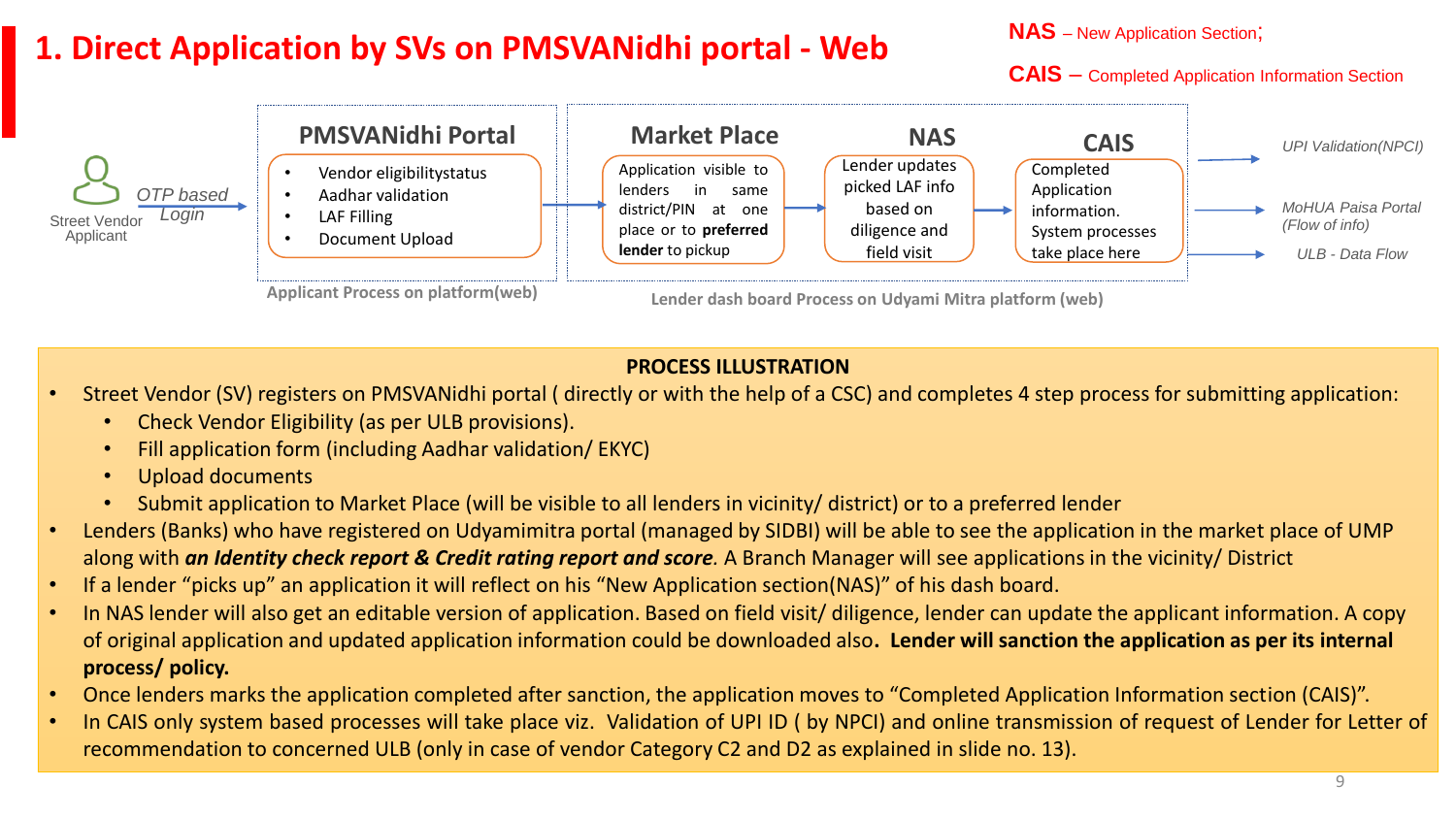# 1. Direct Application by SVs on PMSVANidhi portal - Web

**NAS** – New Application Section;

**CAIS** – Completed Application Information Section

Street Vendor Applicant → *OTP based Login* →

**PMSVANidhi Portal**

- Vendor eligibilitystatus
- Aadhar validation
- LAF Filling
- Document Upload

Applicant Process on platform(web)

**Market Place**

Application visible to lenders in same district/PIN at one place or to **preferred lender** to pickup

**NAS**

Lender updates picked LAF info based on diligence and field visit

**CAIS**

Completed Application information. System processes take place here

Lender dash board Process on Udyami Mitra platform (web)

→ *UPI Validation(NPCI)*

→ *MoHUA Paisa Portal (Flow of info)*

→ *ULB - Data Flow*

**PROCESS ILLUSTRATION**

- Street Vendor (SV) registers on PMSVANidhi portal ( directly or with the help of a CSC) and completes 4 step process for submitting application:
  - Check Vendor Eligibility (as per ULB provisions).
  - Fill application form (including Aadhar validation/ EKYC)
  - Upload documents
  - Submit application to Market Place (will be visible to all lenders in vicinity/ district) or to a preferred lender
- Lenders (Banks) who have registered on Udyamimitra portal (managed by SIDBI) will be able to see the application in the market place of UMP along with ***an Identity check report & Credit rating report and score***. A Branch Manager will see applications in the vicinity/ District
- If a lender "picks up" an application it will reflect on his "New Application section(NAS)" of his dash board.
- In NAS lender will also get an editable version of application. Based on field visit/ diligence, lender can update the applicant information. A copy of original application and updated application information could be downloaded also**. Lender will sanction the application as per its internal process/ policy.**
- Once lenders marks the application completed after sanction, the application moves to "Completed Application Information section (CAIS)".
- In CAIS only system based processes will take place viz. Validation of UPI ID ( by NPCI) and online transmission of request of Lender for Letter of recommendation to concerned ULB (only in case of vendor Category C2 and D2 as explained in slide no. 13).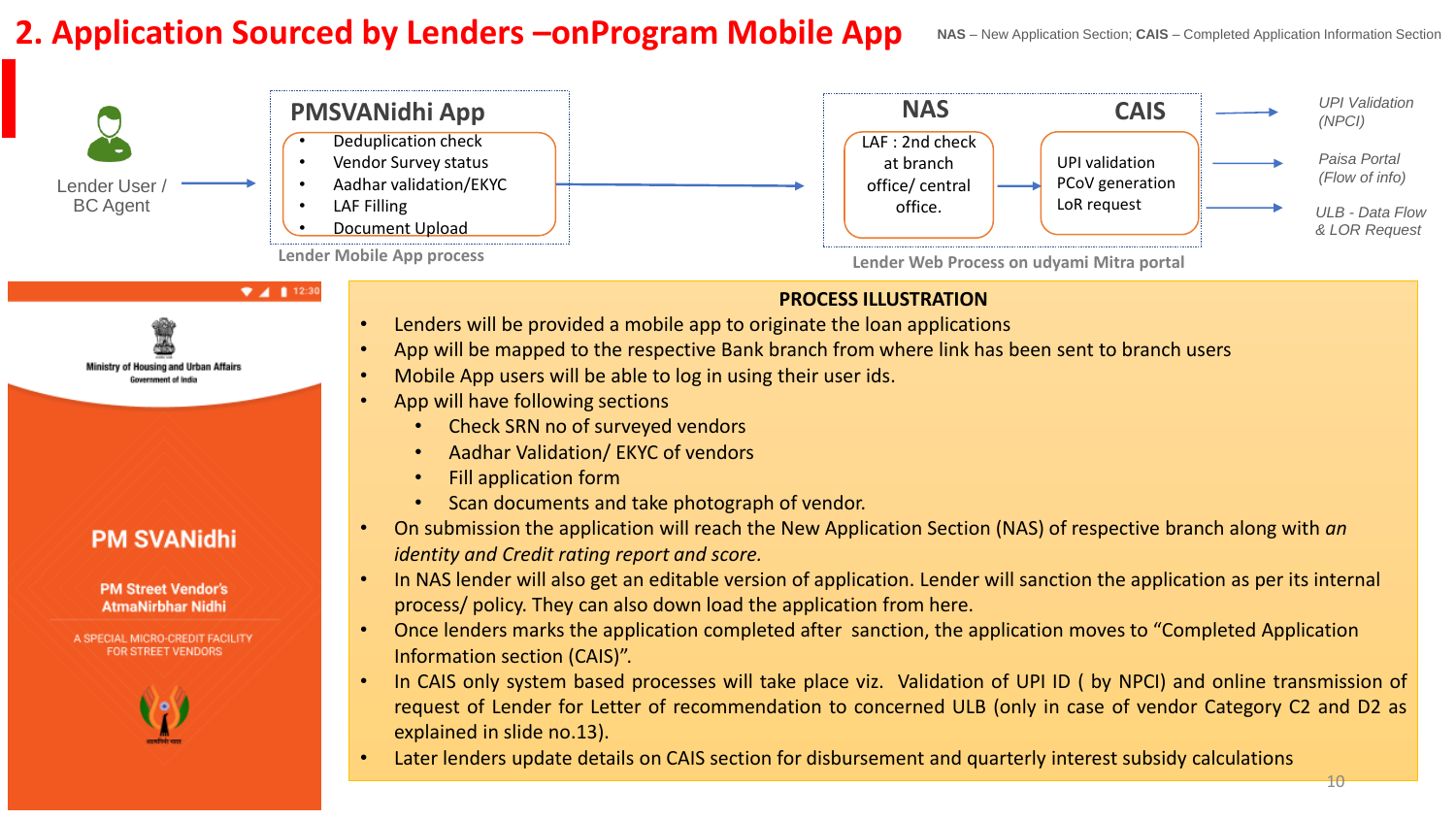# 2. Application Sourced by Lenders –onProgram Mobile App

NAS – New Application Section; CAIS – Completed Application Information Section

Lender User / BC Agent

**PMSVANidhi App**

- Deduplication check
- Vendor Survey status
- Aadhar validation/EKYC
- LAF Filling
- Document Upload

Lender Mobile App process

**NAS**

LAF : 2nd check at branch office/ central office.

**CAIS**

UPI validation
PCoV generation
LoR request

Lender Web Process on udyami Mitra portal

*UPI Validation (NPCI)*

*Paisa Portal (Flow of info)*

*ULB - Data Flow & LOR Request*

Ministry of Housing and Urban Affairs
Government of India

PM SVANidhi

PM Street Vendor's AtmaNirbhar Nidhi

A SPECIAL MICRO-CREDIT FACILITY FOR STREET VENDORS

**PROCESS ILLUSTRATION**

- Lenders will be provided a mobile app to originate the loan applications
- App will be mapped to the respective Bank branch from where link has been sent to branch users
- Mobile App users will be able to log in using their user ids.
- App will have following sections
  - Check SRN no of surveyed vendors
  - Aadhar Validation/ EKYC of vendors
  - Fill application form
  - Scan documents and take photograph of vendor.
- On submission the application will reach the New Application Section (NAS) of respective branch along with *an identity and Credit rating report and score.*
- In NAS lender will also get an editable version of application. Lender will sanction the application as per its internal process/ policy. They can also down load the application from here.
- Once lenders marks the application completed after sanction, the application moves to "Completed Application Information section (CAIS)".
- In CAIS only system based processes will take place viz. Validation of UPI ID ( by NPCI) and online transmission of request of Lender for Letter of recommendation to concerned ULB (only in case of vendor Category C2 and D2 as explained in slide no.13).
- Later lenders update details on CAIS section for disbursement and quarterly interest subsidy calculations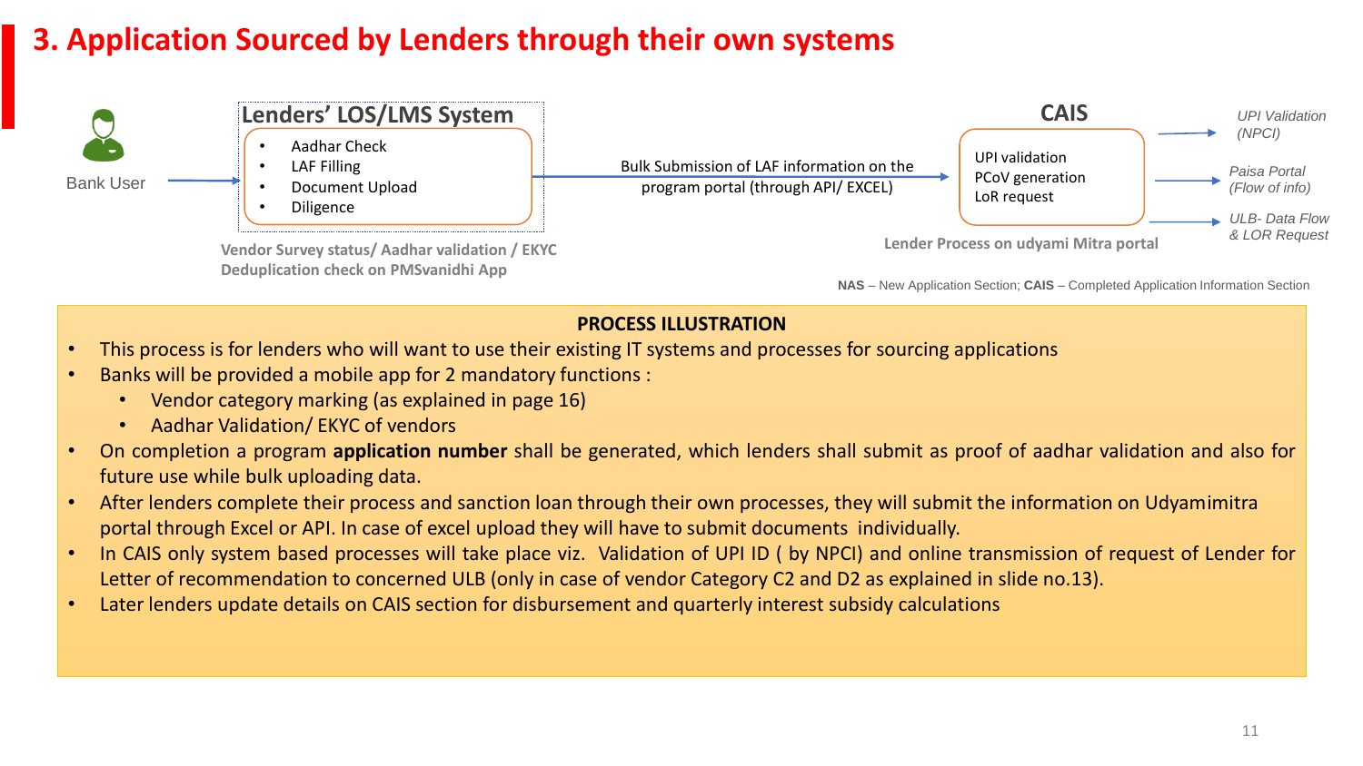# 3. Application Sourced by Lenders through their own systems

Bank User

**Lenders' LOS/LMS System**

- Aadhar Check
- LAF Filling
- Document Upload
- Diligence

**Vendor Survey status/ Aadhar validation / EKYC Deduplication check on PMSvanidhi App**

Bulk Submission of LAF information on the program portal (through API/ EXCEL)

**CAIS**

UPI validation
PCoV generation
LoR request

**Lender Process on udyami Mitra portal**

*UPI Validation (NPCI)*

*Paisa Portal (Flow of info)*

*ULB- Data Flow & LOR Request*

**NAS** – New Application Section; **CAIS** – Completed Application Information Section

**PROCESS ILLUSTRATION**

- This process is for lenders who will want to use their existing IT systems and processes for sourcing applications
- Banks will be provided a mobile app for 2 mandatory functions :
  - Vendor category marking (as explained in page 16)
  - Aadhar Validation/ EKYC of vendors
- On completion a program **application number** shall be generated, which lenders shall submit as proof of aadhar validation and also for future use while bulk uploading data.
- After lenders complete their process and sanction loan through their own processes, they will submit the information on Udyamimitra portal through Excel or API. In case of excel upload they will have to submit documents individually.
- In CAIS only system based processes will take place viz. Validation of UPI ID ( by NPCI) and online transmission of request of Lender for Letter of recommendation to concerned ULB (only in case of vendor Category C2 and D2 as explained in slide no.13).
- Later lenders update details on CAIS section for disbursement and quarterly interest subsidy calculations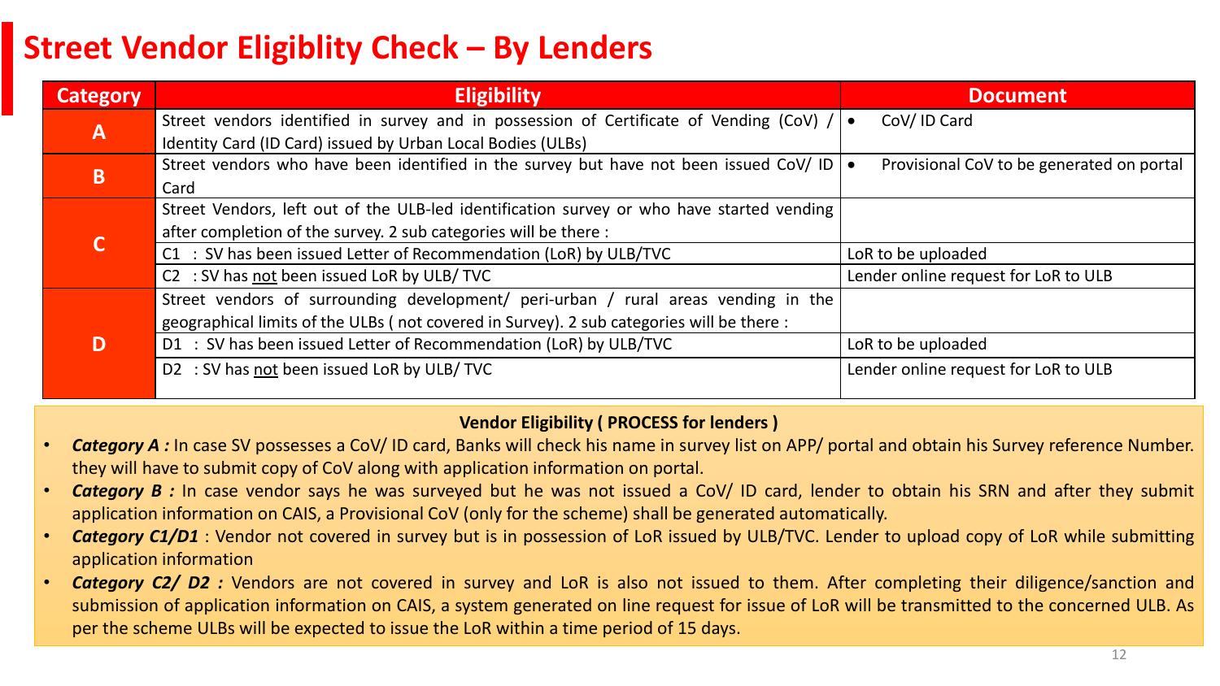# Street Vendor Eligiblity Check – By Lenders

| Category | Eligibility | Document |
|---|---|---|
| A | Street vendors identified in survey and in possession of Certificate of Vending (CoV) / Identity Card (ID Card) issued by Urban Local Bodies (ULBs) | • CoV/ ID Card |
| B | Street vendors who have been identified in the survey but have not been issued CoV/ ID Card | • Provisional CoV to be generated on portal |
| C | Street Vendors, left out of the ULB-led identification survey or who have started vending after completion of the survey. 2 sub categories will be there : | |
| | C1 : SV has been issued Letter of Recommendation (LoR) by ULB/TVC | LoR to be uploaded |
| | C2 : SV has not been issued LoR by ULB/ TVC | Lender online request for LoR to ULB |
| D | Street vendors of surrounding development/ peri-urban / rural areas vending in the geographical limits of the ULBs ( not covered in Survey). 2 sub categories will be there : | |
| | D1 : SV has been issued Letter of Recommendation (LoR) by ULB/TVC | LoR to be uploaded |
| | D2 : SV has not been issued LoR by ULB/ TVC | Lender online request for LoR to ULB |

**Vendor Eligibility ( PROCESS for lenders )**

- ***Category A :*** In case SV possesses a CoV/ ID card, Banks will check his name in survey list on APP/ portal and obtain his Survey reference Number. they will have to submit copy of CoV along with application information on portal.
- ***Category B :*** In case vendor says he was surveyed but he was not issued a CoV/ ID card, lender to obtain his SRN and after they submit application information on CAIS, a Provisional CoV (only for the scheme) shall be generated automatically.
- ***Category C1/D1*** : Vendor not covered in survey but is in possession of LoR issued by ULB/TVC. Lender to upload copy of LoR while submitting application information
- ***Category C2/ D2 :*** Vendors are not covered in survey and LoR is also not issued to them. After completing their diligence/sanction and submission of application information on CAIS, a system generated on line request for issue of LoR will be transmitted to the concerned ULB. As per the scheme ULBs will be expected to issue the LoR within a time period of 15 days.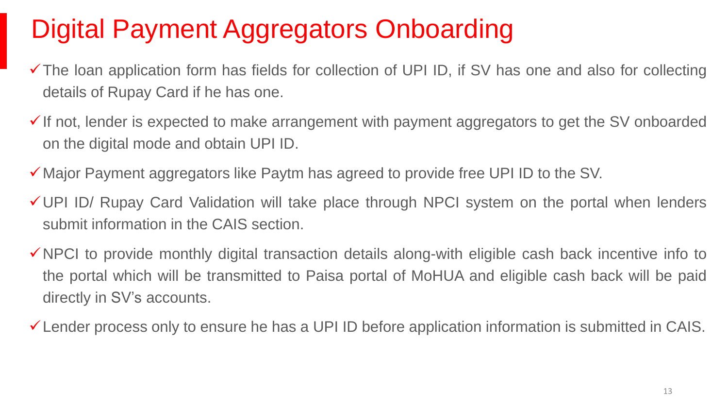# Digital Payment Aggregators Onboarding

- ✓ The loan application form has fields for collection of UPI ID, if SV has one and also for collecting details of Rupay Card if he has one.
- ✓ If not, lender is expected to make arrangement with payment aggregators to get the SV onboarded on the digital mode and obtain UPI ID.
- ✓ Major Payment aggregators like Paytm has agreed to provide free UPI ID to the SV.
- ✓ UPI ID/ Rupay Card Validation will take place through NPCI system on the portal when lenders submit information in the CAIS section.
- ✓ NPCI to provide monthly digital transaction details along-with eligible cash back incentive info to the portal which will be transmitted to Paisa portal of MoHUA and eligible cash back will be paid directly in SV's accounts.
- ✓ Lender process only to ensure he has a UPI ID before application information is submitted in CAIS.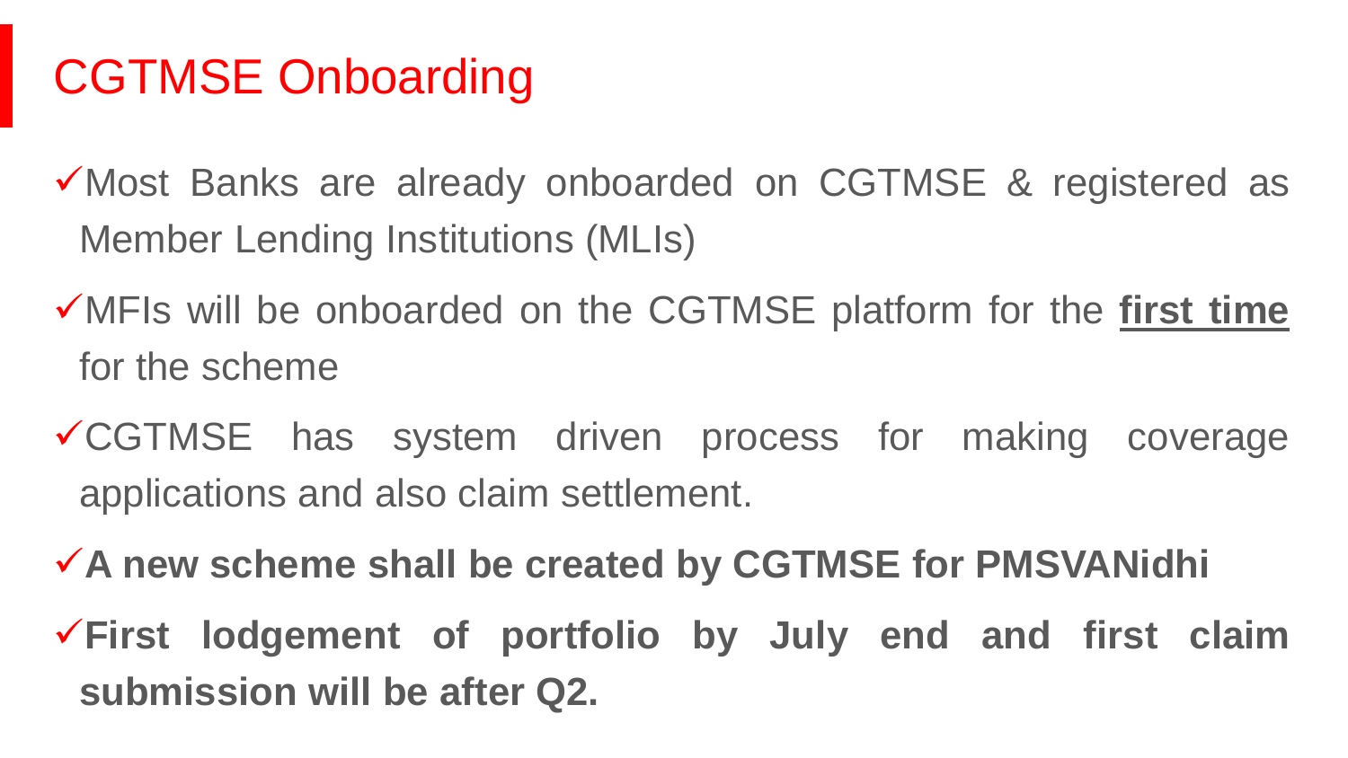# CGTMSE Onboarding

- ✓Most Banks are already onboarded on CGTMSE & registered as Member Lending Institutions (MLIs)
- ✓MFIs will be onboarded on the CGTMSE platform for the **first time** for the scheme
- ✓CGTMSE has system driven process for making coverage applications and also claim settlement.
- ✓**A new scheme shall be created by CGTMSE for PMSVANidhi**
- ✓**First lodgement of portfolio by July end and first claim submission will be after Q2.**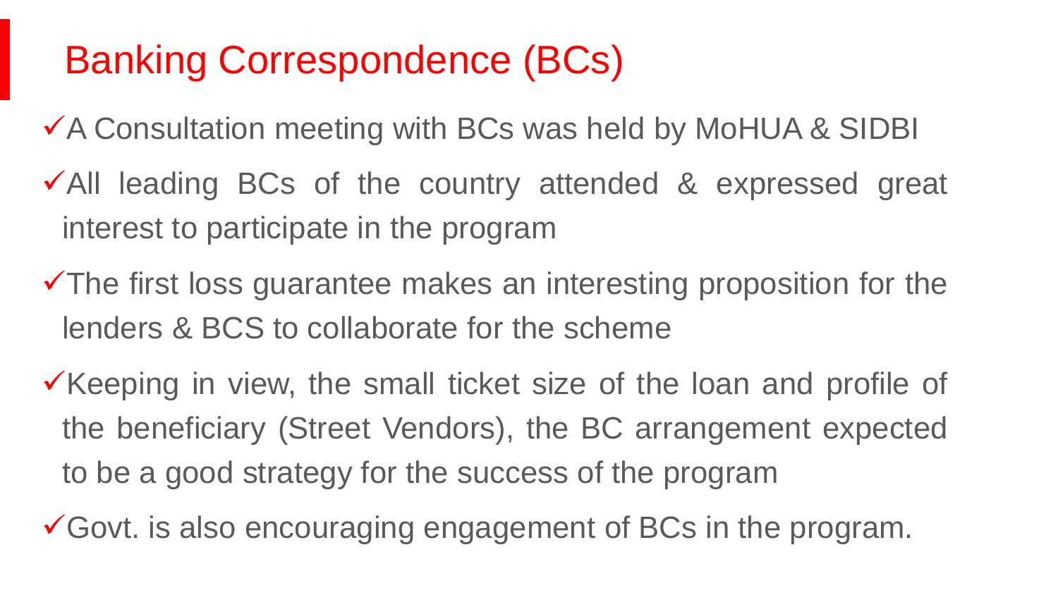# Banking Correspondence (BCs)

- ✓A Consultation meeting with BCs was held by MoHUA & SIDBI
- ✓All leading BCs of the country attended & expressed great interest to participate in the program
- ✓The first loss guarantee makes an interesting proposition for the lenders & BCS to collaborate for the scheme
- ✓Keeping in view, the small ticket size of the loan and profile of the beneficiary (Street Vendors), the BC arrangement expected to be a good strategy for the success of the program
- ✓Govt. is also encouraging engagement of BCs in the program.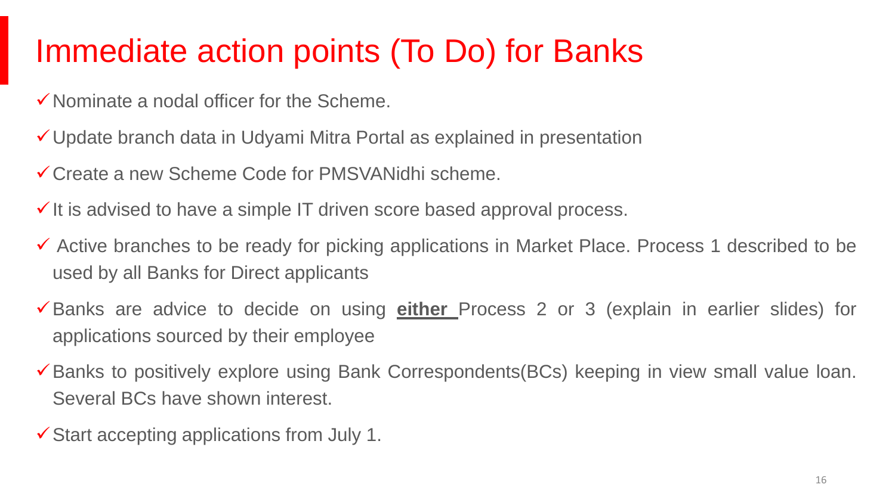# Immediate action points (To Do) for Banks

- ✓ Nominate a nodal officer for the Scheme.
- ✓ Update branch data in Udyami Mitra Portal as explained in presentation
- ✓ Create a new Scheme Code for PMSVANidhi scheme.
- ✓ It is advised to have a simple IT driven score based approval process.
- ✓ Active branches to be ready for picking applications in Market Place. Process 1 described to be used by all Banks for Direct applicants
- ✓ Banks are advice to decide on using **<u>either</u>** Process 2 or 3 (explain in earlier slides) for applications sourced by their employee
- ✓ Banks to positively explore using Bank Correspondents(BCs) keeping in view small value loan. Several BCs have shown interest.
- ✓ Start accepting applications from July 1.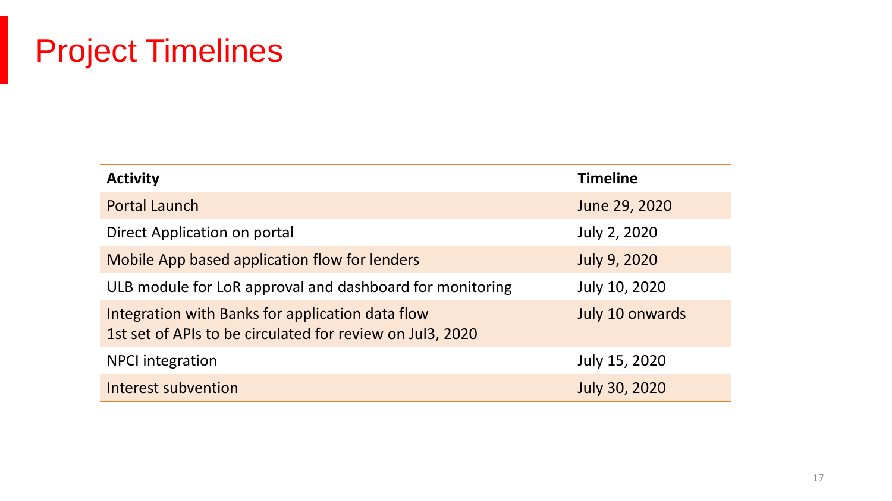# Project Timelines

| Activity | Timeline |
| --- | --- |
| Portal Launch | June 29, 2020 |
| Direct Application on portal | July 2, 2020 |
| Mobile App based application flow for lenders | July 9, 2020 |
| ULB module for LoR approval and dashboard for monitoring | July 10, 2020 |
| Integration with Banks for application data flow<br>1st set of APIs to be circulated for review on Jul3, 2020 | July 10 onwards |
| NPCI integration | July 15, 2020 |
| Interest subvention | July 30, 2020 |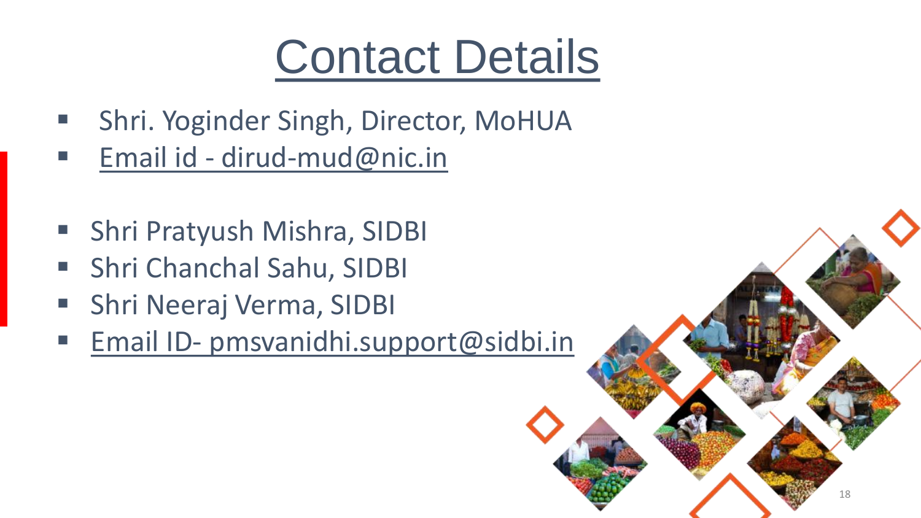# Contact Details

- Shri. Yoginder Singh, Director, MoHUA
- Email id - dirud-mud@nic.in

- Shri Pratyush Mishra, SIDBI
- Shri Chanchal Sahu, SIDBI
- Shri Neeraj Verma, SIDBI
- Email ID- pmsvanidhi.support@sidbi.in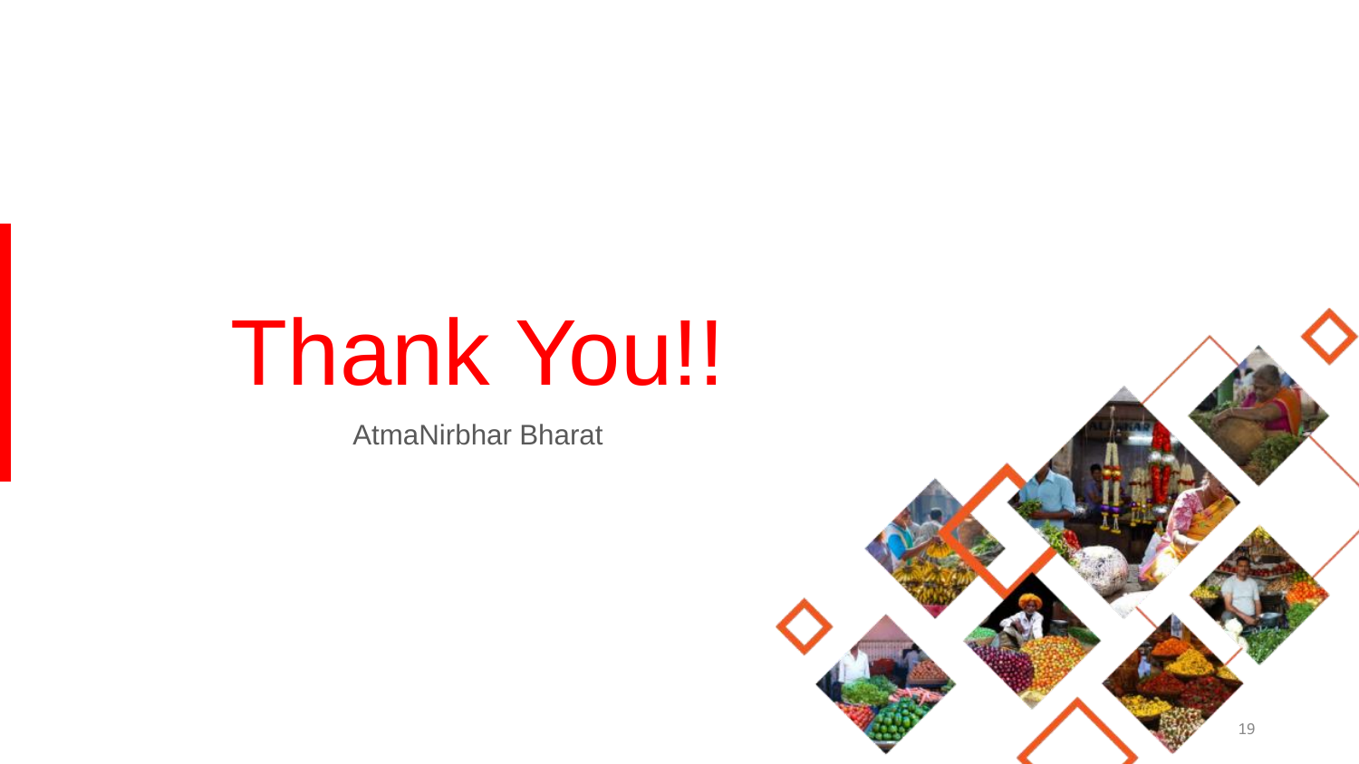# Thank You!!

AtmaNirbhar Bharat